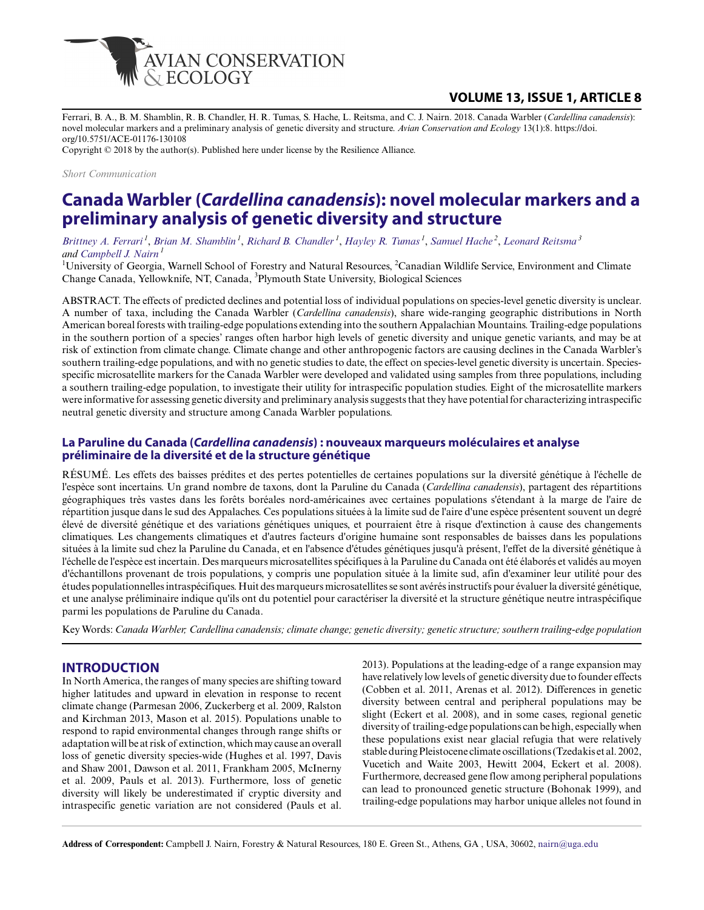Ferrari, B. A., B. M. Shamblin, R. B. Chandler, H. R. Tumas, S. Hache, L. Reitsma, and C. J. Nairn. 2018. Canada Warbler (*Cardellina canadensis*): novel molecular markers and a preliminary analysis of genetic diversity and structure. *Avian Conservation and Ecology* 13(1):8. https://doi.org/10.5751/ACE-01176-130108

Copyright © 2018 by the author(s). Published here under license by the Resilience Alliance.

*Short Communication*

# Canada Warbler (*Cardellina canadensis*): novel molecular markers and a preliminary analysis of genetic diversity and structure

*Brittney A. Ferrari*[1], *Brian M. Shamblin*[1], *Richard B. Chandler*[1], *Hayley R. Tumas*[1], *Samuel Hache*[2], *Leonard Reitsma*[3] and *Campbell J. Nairn*[1]

[1]University of Georgia, Warnell School of Forestry and Natural Resources, [2]Canadian Wildlife Service, Environment and Climate Change Canada, Yellowknife, NT, Canada, [3]Plymouth State University, Biological Sciences

ABSTRACT. The effects of predicted declines and potential loss of individual populations on species-level genetic diversity is unclear. A number of taxa, including the Canada Warbler (*Cardellina canadensis*), share wide-ranging geographic distributions in North American boreal forests with trailing-edge populations extending into the southern Appalachian Mountains. Trailing-edge populations in the southern portion of a species' ranges often harbor high levels of genetic diversity and unique genetic variants, and may be at risk of extinction from climate change. Climate change and other anthropogenic factors are causing declines in the Canada Warbler's southern trailing-edge populations, and with no genetic studies to date, the effect on species-level genetic diversity is uncertain. Species-specific microsatellite markers for the Canada Warbler were developed and validated using samples from three populations, including a southern trailing-edge population, to investigate their utility for intraspecific population studies. Eight of the microsatellite markers were informative for assessing genetic diversity and preliminary analysis suggests that they have potential for characterizing intraspecific neutral genetic diversity and structure among Canada Warbler populations.

## La Paruline du Canada (*Cardellina canadensis*) : nouveaux marqueurs moléculaires et analyse préliminaire de la diversité et de la structure génétique

RÉSUMÉ. Les effets des baisses prédites et des pertes potentielles de certaines populations sur la diversité génétique à l'échelle de l'espèce sont incertains. Un grand nombre de taxons, dont la Paruline du Canada (*Cardellina canadensis*), partagent des répartitions géographiques très vastes dans les forêts boréales nord-américaines avec certaines populations s'étendant à la marge de l'aire de répartition jusque dans le sud des Appalaches. Ces populations situées à la limite sud de l'aire d'une espèce présentent souvent un degré élevé de diversité génétique et des variations génétiques uniques, et pourraient être à risque d'extinction à cause des changements climatiques. Les changements climatiques et d'autres facteurs d'origine humaine sont responsables de baisses dans les populations situées à la limite sud chez la Paruline du Canada, et en l'absence d'études génétiques jusqu'à présent, l'effet de la diversité génétique à l'échelle de l'espèce est incertain. Des marqueurs microsatellites spécifiques à la Paruline du Canada ont été élaborés et validés au moyen d'échantillons provenant de trois populations, y compris une population située à la limite sud, afin d'examiner leur utilité pour des études populationnelles intraspécifiques. Huit des marqueurs microsatellites se sont avérés instructifs pour évaluer la diversité génétique, et une analyse préliminaire indique qu'ils ont du potentiel pour caractériser la diversité et la structure génétique neutre intraspécifique parmi les populations de Paruline du Canada.

Key Words: *Canada Warbler; Cardellina canadensis; climate change; genetic diversity; genetic structure; southern trailing-edge population*

## INTRODUCTION

In North America, the ranges of many species are shifting toward higher latitudes and upward in elevation in response to recent climate change (Parmesan 2006, Zuckerberg et al. 2009, Ralston and Kirchman 2013, Mason et al. 2015). Populations unable to respond to rapid environmental changes through range shifts or adaptation will be at risk of extinction, which may cause an overall loss of genetic diversity species-wide (Hughes et al. 1997, Davis and Shaw 2001, Dawson et al. 2011, Frankham 2005, McInerny et al. 2009, Pauls et al. 2013). Furthermore, loss of genetic diversity will likely be underestimated if cryptic diversity and intraspecific genetic variation are not considered (Pauls et al. 2013). Populations at the leading-edge of a range expansion may have relatively low levels of genetic diversity due to founder effects (Cobben et al. 2011, Arenas et al. 2012). Differences in genetic diversity between central and peripheral populations may be slight (Eckert et al. 2008), and in some cases, regional genetic diversity of trailing-edge populations can be high, especially when these populations exist near glacial refugia that were relatively stable during Pleistocene climate oscillations (Tzedakis et al. 2002, Vucetich and Waite 2003, Hewitt 2004, Eckert et al. 2008). Furthermore, decreased gene flow among peripheral populations can lead to pronounced genetic structure (Bohonak 1999), and trailing-edge populations may harbor unique alleles not found in

**Address of Correspondent:** Campbell J. Nairn, Forestry & Natural Resources, 180 E. Green St., Athens, GA , USA, 30602, nairn@uga.edu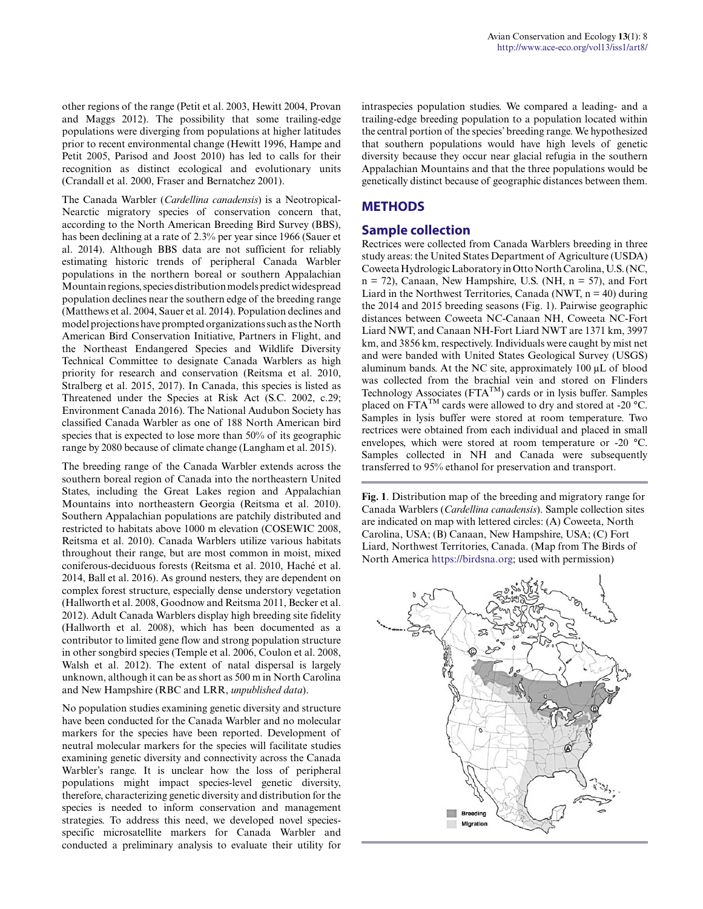other regions of the range (Petit et al. 2003, Hewitt 2004, Provan and Maggs 2012). The possibility that some trailing-edge populations were diverging from populations at higher latitudes prior to recent environmental change (Hewitt 1996, Hampe and Petit 2005, Parisod and Joost 2010) has led to calls for their recognition as distinct ecological and evolutionary units (Crandall et al. 2000, Fraser and Bernatchez 2001).

The Canada Warbler (*Cardellina canadensis*) is a Neotropical-Nearctic migratory species of conservation concern that, according to the North American Breeding Bird Survey (BBS), has been declining at a rate of 2.3% per year since 1966 (Sauer et al. 2014). Although BBS data are not sufficient for reliably estimating historic trends of peripheral Canada Warbler populations in the northern boreal or southern Appalachian Mountain regions, species distribution models predict widespread population declines near the southern edge of the breeding range (Matthews et al. 2004, Sauer et al. 2014). Population declines and model projections have prompted organizations such as the North American Bird Conservation Initiative, Partners in Flight, and the Northeast Endangered Species and Wildlife Diversity Technical Committee to designate Canada Warblers as high priority for research and conservation (Reitsma et al. 2010, Stralberg et al. 2015, 2017). In Canada, this species is listed as Threatened under the Species at Risk Act (S.C. 2002, c.29; Environment Canada 2016). The National Audubon Society has classified Canada Warbler as one of 188 North American bird species that is expected to lose more than 50% of its geographic range by 2080 because of climate change (Langham et al. 2015).

The breeding range of the Canada Warbler extends across the southern boreal region of Canada into the northeastern United States, including the Great Lakes region and Appalachian Mountains into northeastern Georgia (Reitsma et al. 2010). Southern Appalachian populations are patchily distributed and restricted to habitats above 1000 m elevation (COSEWIC 2008, Reitsma et al. 2010). Canada Warblers utilize various habitats throughout their range, but are most common in moist, mixed coniferous-deciduous forests (Reitsma et al. 2010, Haché et al. 2014, Ball et al. 2016). As ground nesters, they are dependent on complex forest structure, especially dense understory vegetation (Hallworth et al. 2008, Goodnow and Reitsma 2011, Becker et al. 2012). Adult Canada Warblers display high breeding site fidelity (Hallworth et al. 2008), which has been documented as a contributor to limited gene flow and strong population structure in other songbird species (Temple et al. 2006, Coulon et al. 2008, Walsh et al. 2012). The extent of natal dispersal is largely unknown, although it can be as short as 500 m in North Carolina and New Hampshire (RBC and LRR, *unpublished data*).

No population studies examining genetic diversity and structure have been conducted for the Canada Warbler and no molecular markers for the species have been reported. Development of neutral molecular markers for the species will facilitate studies examining genetic diversity and connectivity across the Canada Warbler's range. It is unclear how the loss of peripheral populations might impact species-level genetic diversity, therefore, characterizing genetic diversity and distribution for the species is needed to inform conservation and management strategies. To address this need, we developed novel species-specific microsatellite markers for Canada Warbler and conducted a preliminary analysis to evaluate their utility for intraspecies population studies. We compared a leading- and a trailing-edge breeding population to a population located within the central portion of the species' breeding range. We hypothesized that southern populations would have high levels of genetic diversity because they occur near glacial refugia in the southern Appalachian Mountains and that the three populations would be genetically distinct because of geographic distances between them.

## METHODS

### Sample collection

Rectrices were collected from Canada Warblers breeding in three study areas: the United States Department of Agriculture (USDA) Coweeta Hydrologic Laboratory in Otto North Carolina, U.S. (NC, n = 72), Canaan, New Hampshire, U.S. (NH, n = 57), and Fort Liard in the Northwest Territories, Canada (NWT, n = 40) during the 2014 and 2015 breeding seasons (Fig. 1). Pairwise geographic distances between Coweeta NC-Canaan NH, Coweeta NC-Fort Liard NWT, and Canaan NH-Fort Liard NWT are 1371 km, 3997 km, and 3856 km, respectively. Individuals were caught by mist net and were banded with United States Geological Survey (USGS) aluminum bands. At the NC site, approximately 100 µL of blood was collected from the brachial vein and stored on Flinders Technology Associates (FTA™) cards or in lysis buffer. Samples placed on FTA™ cards were allowed to dry and stored at -20 °C. Samples in lysis buffer were stored at room temperature. Two rectrices were obtained from each individual and placed in small envelopes, which were stored at room temperature or -20 °C. Samples collected in NH and Canada were subsequently transferred to 95% ethanol for preservation and transport.

**Fig. 1**. Distribution map of the breeding and migratory range for Canada Warblers (*Cardellina canadensis*). Sample collection sites are indicated on map with lettered circles: (A) Coweeta, North Carolina, USA; (B) Canaan, New Hampshire, USA; (C) Fort Liard, Northwest Territories, Canada. (Map from The Birds of North America https://birdsna.org; used with permission)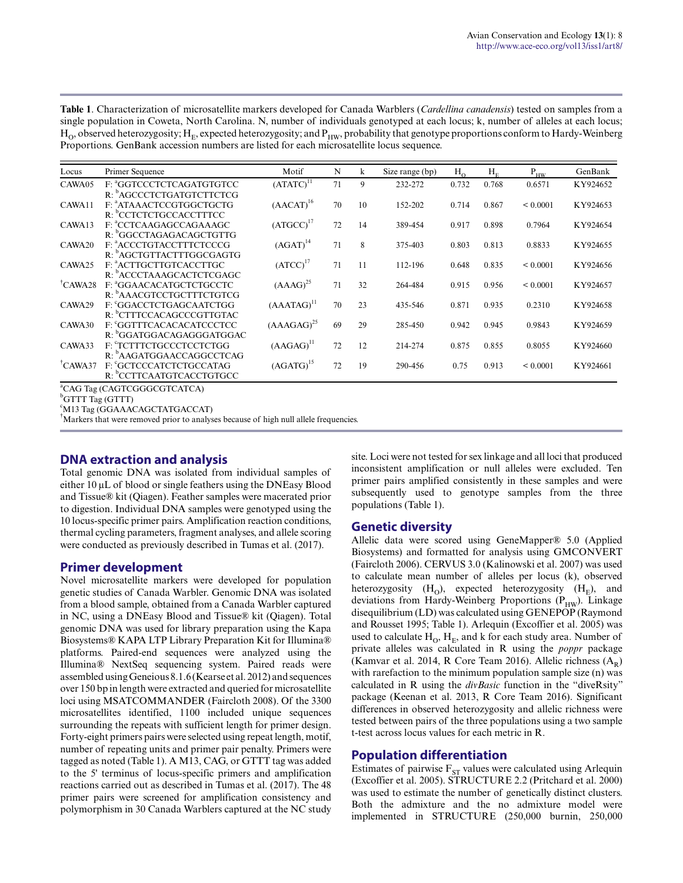**Table 1**. Characterization of microsatellite markers developed for Canada Warblers (*Cardellina canadensis*) tested on samples from a single population in Coweta, North Carolina. N, number of individuals genotyped at each locus; k, number of alleles at each locus; $H_O$, observed heterozygosity; $H_E$, expected heterozygosity; and $P_{HW}$, probability that genotype proportions conform to Hardy-Weinberg Proportions. GenBank accession numbers are listed for each microsatellite locus sequence.

| Locus | Primer Sequence | Motif | N | k | Size range (bp) | $H_O$ | $H_E$ | $P_{HW}$ | GenBank |
|---|---|---|---|---|---|---|---|---|---|
| CAWA05 | F: [a]GGTCCCTCTCAGATGTGTCC<br>R: [b]AGCCCTCTGATGTCTTCTCG | $(ATATC)^{11}$ | 71 | 9 | 232-272 | 0.732 | 0.768 | 0.6571 | KY924652 |
| CAWA11 | F: [a]ATAAACTCCGTGGCTGCTG<br>R: [b]CCTCTCTGCCACCTTTCC | $(AACAT)^{16}$ | 70 | 10 | 152-202 | 0.714 | 0.867 | < 0.0001 | KY924653 |
| CAWA13 | F: [a]CCTCAAGAGCCAGAAAGC<br>R: [b]GGCCTAGAGACAGCTGTTG | $(ATGCC)^{17}$ | 72 | 14 | 389-454 | 0.917 | 0.898 | 0.7964 | KY924654 |
| CAWA20 | F: [a]ACCCTGTACCTTTCTCCCG<br>R: [b]AGCTGTTACTTTGGCGAGTG | $(AGAT)^{14}$ | 71 | 8 | 375-403 | 0.803 | 0.813 | 0.8833 | KY924655 |
| CAWA25 | F: [a]ACTTGCTTGTCACCTTGC<br>R: [b]ACCCTAAAGCACTCTCGAGC | $(ATCC)^{17}$ | 71 | 11 | 112-196 | 0.648 | 0.835 | < 0.0001 | KY924656 |
| †CAWA28 | F: [a]GGAACACATGCTCTGCCTC<br>R: [b]AAACGTCCTGCTTTCTGTCG | $(AAAG)^{25}$ | 71 | 32 | 264-484 | 0.915 | 0.956 | < 0.0001 | KY924657 |
| CAWA29 | F: [c]GGACCTCTGAGCAATCTGG<br>R: [b]CTTTCCACAGCCCGTTGTAC | $(AAATAG)^{11}$ | 70 | 23 | 435-546 | 0.871 | 0.935 | 0.2310 | KY924658 |
| CAWA30 | F: [c]GGTTTCACACACATCCCTCC<br>R: [b]GGATGGACAGAGGGATGGAC | $(AAAGAG)^{25}$ | 69 | 29 | 285-450 | 0.942 | 0.945 | 0.9843 | KY924659 |
| CAWA33 | F: [c]TCTTTCTGCCCTCCTCTGG<br>R: [b]AAGATGGAACCAGGCCTCAG | $(AAGAG)^{11}$ | 72 | 12 | 214-274 | 0.875 | 0.855 | 0.8055 | KY924660 |
| †CAWA37 | F: [c]GCTCCCATCTCTGCCATAG<br>R: [b]CCTTCAATGTCACCTGTGCC | $(AGATG)^{15}$ | 72 | 19 | 290-456 | 0.75 | 0.913 | < 0.0001 | KY924661 |

[a]CAG Tag (CAGTCGGGCGTCATCA)
[b]GTTT Tag (GTTT)
[c]M13 Tag (GGAAACAGCTATGACCAT)
†Markers that were removed prior to analyses because of high null allele frequencies.

## DNA extraction and analysis

Total genomic DNA was isolated from individual samples of either 10 µL of blood or single feathers using the DNEasy Blood and Tissue® kit (Qiagen). Feather samples were macerated prior to digestion. Individual DNA samples were genotyped using the 10 locus-specific primer pairs. Amplification reaction conditions, thermal cycling parameters, fragment analyses, and allele scoring were conducted as previously described in Tumas et al. (2017).

## Primer development

Novel microsatellite markers were developed for population genetic studies of Canada Warbler. Genomic DNA was isolated from a blood sample, obtained from a Canada Warbler captured in NC, using a DNEasy Blood and Tissue® kit (Qiagen). Total genomic DNA was used for library preparation using the Kapa Biosystems® KAPA LTP Library Preparation Kit for Illumina® platforms. Paired-end sequences were analyzed using the Illumina® NextSeq sequencing system. Paired reads were assembled using Geneious 8.1.6 (Kearse et al. 2012) and sequences over 150 bp in length were extracted and queried for microsatellite loci using MSATCOMMANDER (Faircloth 2008). Of the 3300 microsatellites identified, 1100 included unique sequences surrounding the repeats with sufficient length for primer design. Forty-eight primers pairs were selected using repeat length, motif, number of repeating units and primer pair penalty. Primers were tagged as noted (Table 1). A M13, CAG, or GTTT tag was added to the 5' terminus of locus-specific primers and amplification reactions carried out as described in Tumas et al. (2017). The 48 primer pairs were screened for amplification consistency and polymorphism in 30 Canada Warblers captured at the NC study site. Loci were not tested for sex linkage and all loci that produced inconsistent amplification or null alleles were excluded. Ten primer pairs amplified consistently in these samples and were subsequently used to genotype samples from the three populations (Table 1).

## Genetic diversity

Allelic data were scored using GeneMapper® 5.0 (Applied Biosystems) and formatted for analysis using GMCONVERT (Faircloth 2006). CERVUS 3.0 (Kalinowski et al. 2007) was used to calculate mean number of alleles per locus (k), observed heterozygosity ($H_O$), expected heterozygosity ($H_E$), and deviations from Hardy-Weinberg Proportions ($P_{HW}$). Linkage disequilibrium (LD) was calculated using GENEPOP (Raymond and Rousset 1995; Table 1). Arlequin (Excoffier et al. 2005) was used to calculate $H_O$, $H_E$, and k for each study area. Number of private alleles was calculated in R using the *poppr* package (Kamvar et al. 2014, R Core Team 2016). Allelic richness ($A_R$) with rarefaction to the minimum population sample size (n) was calculated in R using the *divBasic* function in the "diveRsity" package (Keenan et al. 2013, R Core Team 2016). Significant differences in observed heterozygosity and allelic richness were tested between pairs of the three populations using a two sample t-test across locus values for each metric in R.

## Population differentiation

Estimates of pairwise $F_{ST}$ values were calculated using Arlequin (Excoffier et al. 2005). STRUCTURE 2.2 (Pritchard et al. 2000) was used to estimate the number of genetically distinct clusters. Both the admixture and the no admixture model were implemented in STRUCTURE (250,000 burnin, 250,000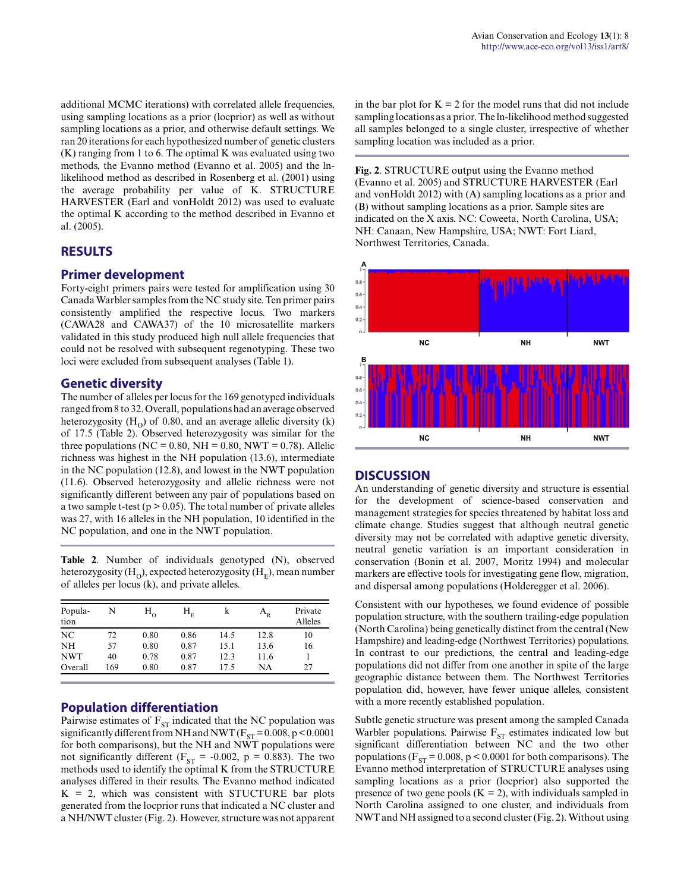additional MCMC iterations) with correlated allele frequencies, using sampling locations as a prior (locprior) as well as without sampling locations as a prior, and otherwise default settings. We ran 20 iterations for each hypothesized number of genetic clusters (K) ranging from 1 to 6. The optimal K was evaluated using two methods, the Evanno method (Evanno et al. 2005) and the ln-likelihood method as described in Rosenberg et al. (2001) using the average probability per value of K. STRUCTURE HARVESTER (Earl and vonHoldt 2012) was used to evaluate the optimal K according to the method described in Evanno et al. (2005).

## RESULTS

### Primer development

Forty-eight primers pairs were tested for amplification using 30 Canada Warbler samples from the NC study site. Ten primer pairs consistently amplified the respective locus. Two markers (CAWA28 and CAWA37) of the 10 microsatellite markers validated in this study produced high null allele frequencies that could not be resolved with subsequent regenotyping. These two loci were excluded from subsequent analyses (Table 1).

### Genetic diversity

The number of alleles per locus for the 169 genotyped individuals ranged from 8 to 32. Overall, populations had an average observed heterozygosity ($H_O$) of 0.80, and an average allelic diversity (k) of 17.5 (Table 2). Observed heterozygosity was similar for the three populations (NC = 0.80, NH = 0.80, NWT = 0.78). Allelic richness was highest in the NH population (13.6), intermediate in the NC population (12.8), and lowest in the NWT population (11.6). Observed heterozygosity and allelic richness were not significantly different between any pair of populations based on a two sample t-test ($p > 0.05$). The total number of private alleles was 27, with 16 alleles in the NH population, 10 identified in the NC population, and one in the NWT population.

**Table 2**. Number of individuals genotyped (N), observed heterozygosity ($H_O$), expected heterozygosity ($H_E$), mean number of alleles per locus (k), and private alleles.

| Population | N | $H_O$ | $H_E$ | k | $A_R$ | Private Alleles |
|---|---|---|---|---|---|---|
| NC | 72 | 0.80 | 0.86 | 14.5 | 12.8 | 10 |
| NH | 57 | 0.80 | 0.87 | 15.1 | 13.6 | 16 |
| NWT | 40 | 0.78 | 0.87 | 12.3 | 11.6 | 1 |
| Overall | 169 | 0.80 | 0.87 | 17.5 | NA | 27 |

### Population differentiation

Pairwise estimates of $F_{ST}$ indicated that the NC population was significantly different from NH and NWT ($F_{ST} = 0.008$, $p < 0.0001$ for both comparisons), but the NH and NWT populations were not significantly different ($F_{ST} = -0.002$, $p = 0.883$). The two methods used to identify the optimal K from the STRUCTURE analyses differed in their results. The Evanno method indicated K = 2, which was consistent with STUCTURE bar plots generated from the locprior runs that indicated a NC cluster and a NH/NWT cluster (Fig. 2). However, structure was not apparent in the bar plot for K = 2 for the model runs that did not include sampling locations as a prior. The ln-likelihood method suggested all samples belonged to a single cluster, irrespective of whether sampling location was included as a prior.

**Fig. 2**. STRUCTURE output using the Evanno method (Evanno et al. 2005) and STRUCTURE HARVESTER (Earl and vonHoldt 2012) with (A) sampling locations as a prior and (B) without sampling locations as a prior. Sample sites are indicated on the X axis. NC: Coweeta, North Carolina, USA; NH: Canaan, New Hampshire, USA; NWT: Fort Liard, Northwest Territories, Canada.

## DISCUSSION

An understanding of genetic diversity and structure is essential for the development of science-based conservation and management strategies for species threatened by habitat loss and climate change. Studies suggest that although neutral genetic diversity may not be correlated with adaptive genetic diversity, neutral genetic variation is an important consideration in conservation (Bonin et al. 2007, Moritz 1994) and molecular markers are effective tools for investigating gene flow, migration, and dispersal among populations (Holderegger et al. 2006).

Consistent with our hypotheses, we found evidence of possible population structure, with the southern trailing-edge population (North Carolina) being genetically distinct from the central (New Hampshire) and leading-edge (Northwest Territories) populations. In contrast to our predictions, the central and leading-edge populations did not differ from one another in spite of the large geographic distance between them. The Northwest Territories population did, however, have fewer unique alleles, consistent with a more recently established population.

Subtle genetic structure was present among the sampled Canada Warbler populations. Pairwise $F_{ST}$ estimates indicated low but significant differentiation between NC and the two other populations ($F_{ST} = 0.008$, $p < 0.0001$ for both comparisons). The Evanno method interpretation of STRUCTURE analyses using sampling locations as a prior (locprior) also supported the presence of two gene pools (K = 2), with individuals sampled in North Carolina assigned to one cluster, and individuals from NWT and NH assigned to a second cluster (Fig. 2). Without using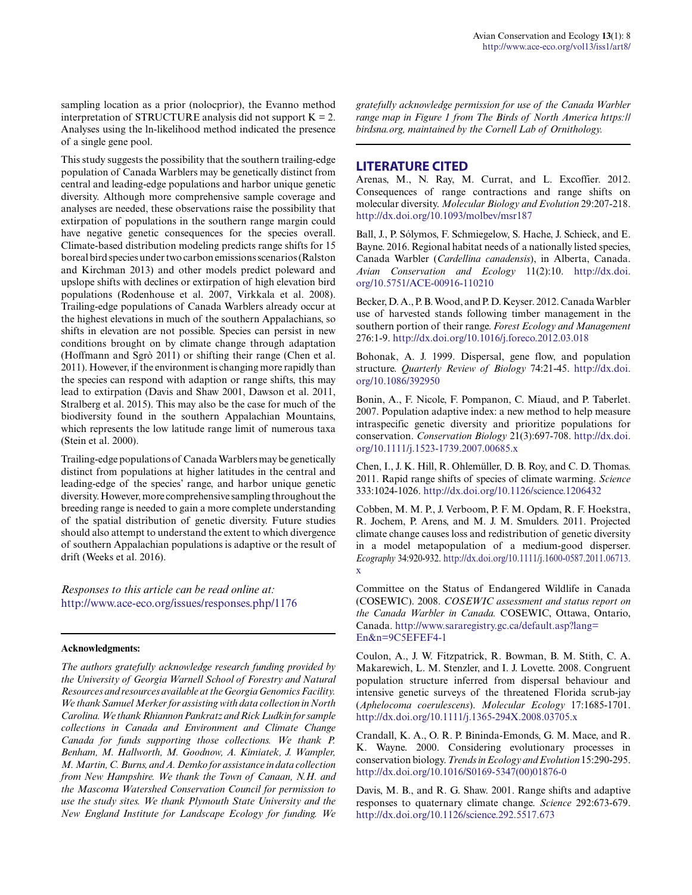sampling location as a prior (nolocprior), the Evanno method interpretation of STRUCTURE analysis did not support K = 2. Analyses using the ln-likelihood method indicated the presence of a single gene pool.

This study suggests the possibility that the southern trailing-edge population of Canada Warblers may be genetically distinct from central and leading-edge populations and harbor unique genetic diversity. Although more comprehensive sample coverage and analyses are needed, these observations raise the possibility that extirpation of populations in the southern range margin could have negative genetic consequences for the species overall. Climate-based distribution modeling predicts range shifts for 15 boreal bird species under two carbon emissions scenarios (Ralston and Kirchman 2013) and other models predict poleward and upslope shifts with declines or extirpation of high elevation bird populations (Rodenhouse et al. 2007, Virkkala et al. 2008). Trailing-edge populations of Canada Warblers already occur at the highest elevations in much of the southern Appalachians, so shifts in elevation are not possible. Species can persist in new conditions brought on by climate change through adaptation (Hoffmann and Sgrò 2011) or shifting their range (Chen et al. 2011). However, if the environment is changing more rapidly than the species can respond with adaption or range shifts, this may lead to extirpation (Davis and Shaw 2001, Dawson et al. 2011, Stralberg et al. 2015). This may also be the case for much of the biodiversity found in the southern Appalachian Mountains, which represents the low latitude range limit of numerous taxa (Stein et al. 2000).

Trailing-edge populations of Canada Warblers may be genetically distinct from populations at higher latitudes in the central and leading-edge of the species' range, and harbor unique genetic diversity. However, more comprehensive sampling throughout the breeding range is needed to gain a more complete understanding of the spatial distribution of genetic diversity. Future studies should also attempt to understand the extent to which divergence of southern Appalachian populations is adaptive or the result of drift (Weeks et al. 2016).

*Responses to this article can be read online at:*
http://www.ace-eco.org/issues/responses.php/1176

**Acknowledgments:**

*The authors gratefully acknowledge research funding provided by the University of Georgia Warnell School of Forestry and Natural Resources and resources available at the Georgia Genomics Facility. We thank Samuel Merker for assisting with data collection in North Carolina. We thank Rhiannon Pankratz and Rick Ludkin for sample collections in Canada and Environment and Climate Change Canada for funds supporting those collections. We thank P. Benham, M. Hallworth, M. Goodnow, A. Kimiatek, J. Wampler, M. Martin, C. Burns, and A. Demko for assistance in data collection from New Hampshire. We thank the Town of Canaan, N.H. and the Mascoma Watershed Conservation Council for permission to use the study sites. We thank Plymouth State University and the New England Institute for Landscape Ecology for funding. We gratefully acknowledge permission for use of the Canada Warbler range map in Figure 1 from The Birds of North America https://birdsna.org, maintained by the Cornell Lab of Ornithology.*

## LITERATURE CITED

Arenas, M., N. Ray, M. Currat, and L. Excoffier. 2012. Consequences of range contractions and range shifts on molecular diversity. *Molecular Biology and Evolution* 29:207-218. http://dx.doi.org/10.1093/molbev/msr187

Ball, J., P. Sólymos, F. Schmiegelow, S. Hache, J. Schieck, and E. Bayne. 2016. Regional habitat needs of a nationally listed species, Canada Warbler (*Cardellina canadensis*), in Alberta, Canada. *Avian Conservation and Ecology* 11(2):10. http://dx.doi.org/10.5751/ACE-00916-110210

Becker, D. A., P. B. Wood, and P. D. Keyser. 2012. Canada Warbler use of harvested stands following timber management in the southern portion of their range. *Forest Ecology and Management* 276:1-9. http://dx.doi.org/10.1016/j.foreco.2012.03.018

Bohonak, A. J. 1999. Dispersal, gene flow, and population structure. *Quarterly Review of Biology* 74:21-45. http://dx.doi.org/10.1086/392950

Bonin, A., F. Nicole, F. Pompanon, C. Miaud, and P. Taberlet. 2007. Population adaptive index: a new method to help measure intraspecific genetic diversity and prioritize populations for conservation. *Conservation Biology* 21(3):697-708. http://dx.doi.org/10.1111/j.1523-1739.2007.00685.x

Chen, I., J. K. Hill, R. Ohlemüller, D. B. Roy, and C. D. Thomas. 2011. Rapid range shifts of species of climate warming. *Science* 333:1024-1026. http://dx.doi.org/10.1126/science.1206432

Cobben, M. M. P., J. Verboom, P. F. M. Opdam, R. F. Hoekstra, R. Jochem, P. Arens, and M. J. M. Smulders. 2011. Projected climate change causes loss and redistribution of genetic diversity in a model metapopulation of a medium-good disperser. *Ecography* 34:920-932. http://dx.doi.org/10.1111/j.1600-0587.2011.06713.x

Committee on the Status of Endangered Wildlife in Canada (COSEWIC). 2008. *COSEWIC assessment and status report on the Canada Warbler in Canada.* COSEWIC, Ottawa, Ontario, Canada. http://www.sararegistry.gc.ca/default.asp?lang=En&n=9C5EFEF4-1

Coulon, A., J. W. Fitzpatrick, R. Bowman, B. M. Stith, C. A. Makarewich, L. M. Stenzler, and I. J. Lovette. 2008. Congruent population structure inferred from dispersal behaviour and intensive genetic surveys of the threatened Florida scrub-jay (*Aphelocoma coerulescens*). *Molecular Ecology* 17:1685-1701. http://dx.doi.org/10.1111/j.1365-294X.2008.03705.x

Crandall, K. A., O. R. P. Bininda-Emonds, G. M. Mace, and R. K. Wayne. 2000. Considering evolutionary processes in conservation biology. *Trends in Ecology and Evolution* 15:290-295. http://dx.doi.org/10.1016/S0169-5347(00)01876-0

Davis, M. B., and R. G. Shaw. 2001. Range shifts and adaptive responses to quaternary climate change. *Science* 292:673-679. http://dx.doi.org/10.1126/science.292.5517.673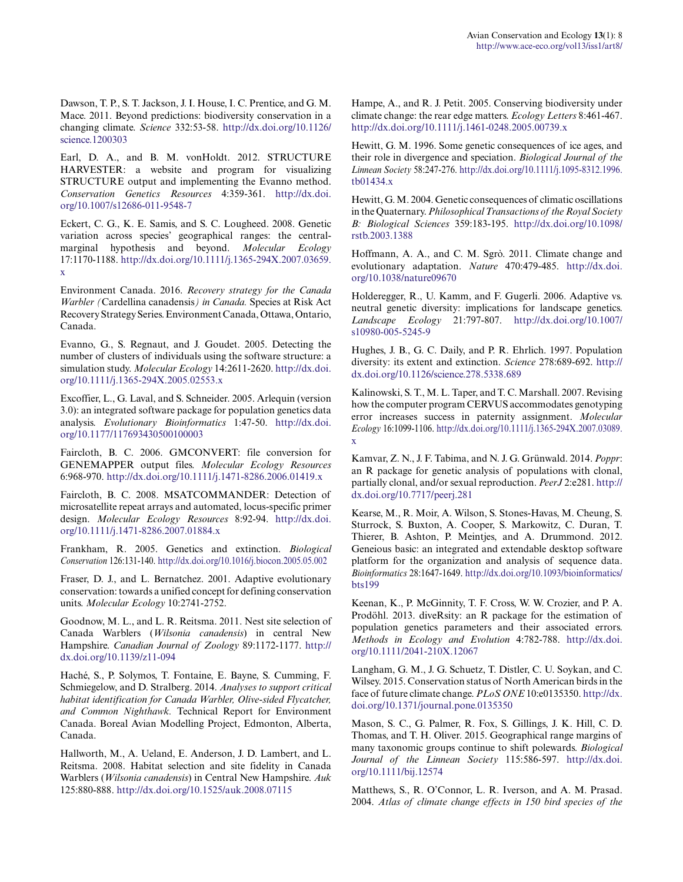Dawson, T. P., S. T. Jackson, J. I. House, I. C. Prentice, and G. M. Mace. 2011. Beyond predictions: biodiversity conservation in a changing climate. *Science* 332:53-58. http://dx.doi.org/10.1126/science.1200303

Earl, D. A., and B. M. vonHoldt. 2012. STRUCTURE HARVESTER: a website and program for visualizing STRUCTURE output and implementing the Evanno method. *Conservation Genetics Resources* 4:359-361. http://dx.doi.org/10.1007/s12686-011-9548-7

Eckert, C. G., K. E. Samis, and S. C. Lougheed. 2008. Genetic variation across species' geographical ranges: the central-marginal hypothesis and beyond. *Molecular Ecology* 17:1170-1188. http://dx.doi.org/10.1111/j.1365-294X.2007.03659.x

Environment Canada. 2016. *Recovery strategy for the Canada Warbler (*Cardellina canadensis*) in Canada.* Species at Risk Act Recovery Strategy Series. Environment Canada, Ottawa, Ontario, Canada.

Evanno, G., S. Regnaut, and J. Goudet. 2005. Detecting the number of clusters of individuals using the software structure: a simulation study. *Molecular Ecology* 14:2611-2620. http://dx.doi.org/10.1111/j.1365-294X.2005.02553.x

Excoffier, L., G. Laval, and S. Schneider. 2005. Arlequin (version 3.0): an integrated software package for population genetics data analysis. *Evolutionary Bioinformatics* 1:47-50. http://dx.doi.org/10.1177/117693430500100003

Faircloth, B. C. 2006. GMCONVERT: file conversion for GENEMAPPER output files. *Molecular Ecology Resources* 6:968-970. http://dx.doi.org/10.1111/j.1471-8286.2006.01419.x

Faircloth, B. C. 2008. MSATCOMMANDER: Detection of microsatellite repeat arrays and automated, locus-specific primer design. *Molecular Ecology Resources* 8:92-94. http://dx.doi.org/10.1111/j.1471-8286.2007.01884.x

Frankham, R. 2005. Genetics and extinction. *Biological Conservation* 126:131-140. http://dx.doi.org/10.1016/j.biocon.2005.05.002

Fraser, D. J., and L. Bernatchez. 2001. Adaptive evolutionary conservation: towards a unified concept for defining conservation units. *Molecular Ecology* 10:2741-2752.

Goodnow, M. L., and L. R. Reitsma. 2011. Nest site selection of Canada Warblers (*Wilsonia canadensis*) in central New Hampshire. *Canadian Journal of Zoology* 89:1172-1177. http://dx.doi.org/10.1139/z11-094

Haché, S., P. Solymos, T. Fontaine, E. Bayne, S. Cumming, F. Schmiegelow, and D. Stralberg. 2014. *Analyses to support critical habitat identification for Canada Warbler, Olive-sided Flycatcher, and Common Nighthawk.* Technical Report for Environment Canada. Boreal Avian Modelling Project, Edmonton, Alberta, Canada.

Hallworth, M., A. Ueland, E. Anderson, J. D. Lambert, and L. Reitsma. 2008. Habitat selection and site fidelity in Canada Warblers (*Wilsonia canadensis*) in Central New Hampshire. *Auk* 125:880-888. http://dx.doi.org/10.1525/auk.2008.07115

Hampe, A., and R. J. Petit. 2005. Conserving biodiversity under climate change: the rear edge matters. *Ecology Letters* 8:461-467. http://dx.doi.org/10.1111/j.1461-0248.2005.00739.x

Hewitt, G. M. 1996. Some genetic consequences of ice ages, and their role in divergence and speciation. *Biological Journal of the Linnean Society* 58:247-276. http://dx.doi.org/10.1111/j.1095-8312.1996.tb01434.x

Hewitt, G. M. 2004. Genetic consequences of climatic oscillations in the Quaternary. *Philosophical Transactions of the Royal Society B: Biological Sciences* 359:183-195. http://dx.doi.org/10.1098/rstb.2003.1388

Hoffmann, A. A., and C. M. Sgrò. 2011. Climate change and evolutionary adaptation. *Nature* 470:479-485. http://dx.doi.org/10.1038/nature09670

Holderegger, R., U. Kamm, and F. Gugerli. 2006. Adaptive vs. neutral genetic diversity: implications for landscape genetics. *Landscape Ecology* 21:797-807. http://dx.doi.org/10.1007/s10980-005-5245-9

Hughes, J. B., G. C. Daily, and P. R. Ehrlich. 1997. Population diversity: its extent and extinction. *Science* 278:689-692. http://dx.doi.org/10.1126/science.278.5338.689

Kalinowski, S. T., M. L. Taper, and T. C. Marshall. 2007. Revising how the computer program CERVUS accommodates genotyping error increases success in paternity assignment. *Molecular Ecology* 16:1099-1106. http://dx.doi.org/10.1111/j.1365-294X.2007.03089.x

Kamvar, Z. N., J. F. Tabima, and N. J. G. Grünwald. 2014. *Poppr*: an R package for genetic analysis of populations with clonal, partially clonal, and/or sexual reproduction. *PeerJ* 2:e281. http://dx.doi.org/10.7717/peerj.281

Kearse, M., R. Moir, A. Wilson, S. Stones-Havas, M. Cheung, S. Sturrock, S. Buxton, A. Cooper, S. Markowitz, C. Duran, T. Thierer, B. Ashton, P. Meintjes, and A. Drummond. 2012. Geneious basic: an integrated and extendable desktop software platform for the organization and analysis of sequence data. *Bioinformatics* 28:1647-1649. http://dx.doi.org/10.1093/bioinformatics/bts199

Keenan, K., P. McGinnity, T. F. Cross, W. W. Crozier, and P. A. Prodöhl. 2013. diveRsity: an R package for the estimation of population genetics parameters and their associated errors. *Methods in Ecology and Evolution* 4:782-788. http://dx.doi.org/10.1111/2041-210X.12067

Langham, G. M., J. G. Schuetz, T. Distler, C. U. Soykan, and C. Wilsey. 2015. Conservation status of North American birds in the face of future climate change. *PLoS ONE* 10:e0135350. http://dx.doi.org/10.1371/journal.pone.0135350

Mason, S. C., G. Palmer, R. Fox, S. Gillings, J. K. Hill, C. D. Thomas, and T. H. Oliver. 2015. Geographical range margins of many taxonomic groups continue to shift polewards. *Biological Journal of the Linnean Society* 115:586-597. http://dx.doi.org/10.1111/bij.12574

Matthews, S., R. O'Connor, L. R. Iverson, and A. M. Prasad. 2004. *Atlas of climate change effects in 150 bird species of the*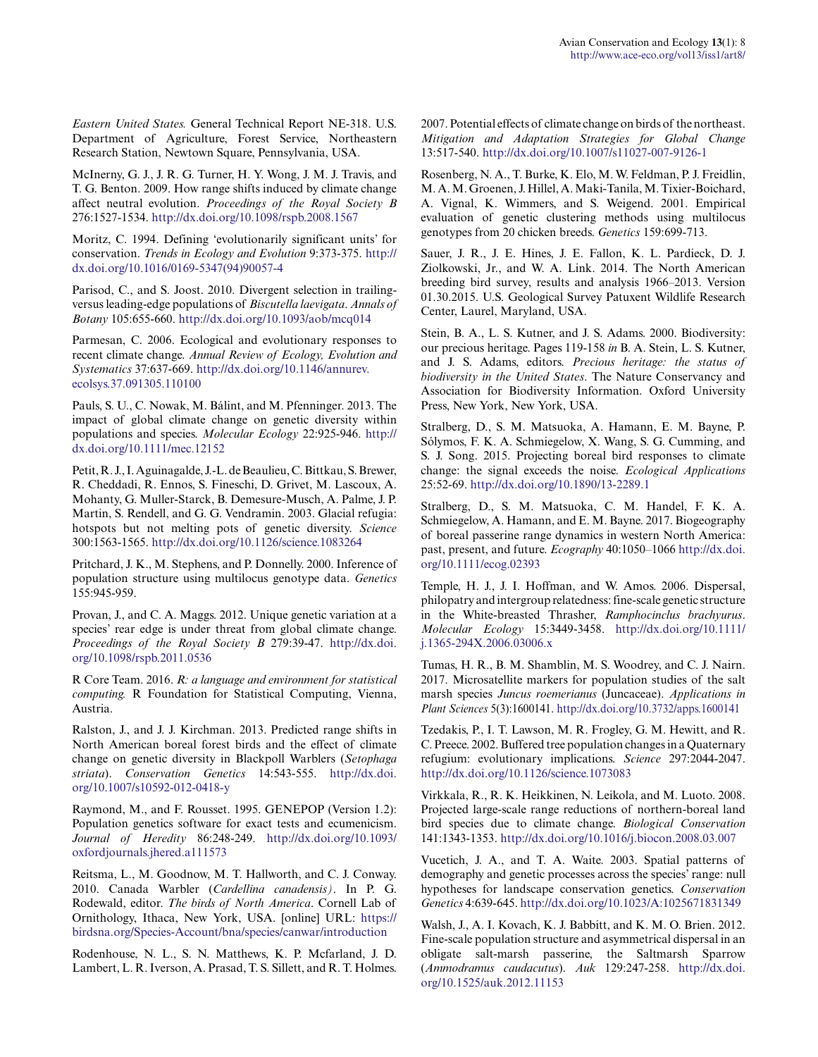*Eastern United States.* General Technical Report NE-318. U.S. Department of Agriculture, Forest Service, Northeastern Research Station, Newtown Square, Pennsylvania, USA.

McInerny, G. J., J. R. G. Turner, H. Y. Wong, J. M. J. Travis, and T. G. Benton. 2009. How range shifts induced by climate change affect neutral evolution. *Proceedings of the Royal Society B* 276:1527-1534. http://dx.doi.org/10.1098/rspb.2008.1567

Moritz, C. 1994. Defining 'evolutionarily significant units' for conservation. *Trends in Ecology and Evolution* 9:373-375. http://dx.doi.org/10.1016/0169-5347(94)90057-4

Parisod, C., and S. Joost. 2010. Divergent selection in trailing-versus leading-edge populations of *Biscutella laevigata*. *Annals of Botany* 105:655-660. http://dx.doi.org/10.1093/aob/mcq014

Parmesan, C. 2006. Ecological and evolutionary responses to recent climate change. *Annual Review of Ecology, Evolution and Systematics* 37:637-669. http://dx.doi.org/10.1146/annurev.ecolsys.37.091305.110100

Pauls, S. U., C. Nowak, M. Bálint, and M. Pfenninger. 2013. The impact of global climate change on genetic diversity within populations and species. *Molecular Ecology* 22:925-946. http://dx.doi.org/10.1111/mec.12152

Petit, R. J., I. Aguinagalde, J.-L. de Beaulieu, C. Bittkau, S. Brewer, R. Cheddadi, R. Ennos, S. Fineschi, D. Grivet, M. Lascoux, A. Mohanty, G. Muller-Starck, B. Demesure-Musch, A. Palme, J. P. Martin, S. Rendell, and G. G. Vendramin. 2003. Glacial refugia: hotspots but not melting pots of genetic diversity. *Science* 300:1563-1565. http://dx.doi.org/10.1126/science.1083264

Pritchard, J. K., M. Stephens, and P. Donnelly. 2000. Inference of population structure using multilocus genotype data. *Genetics* 155:945-959.

Provan, J., and C. A. Maggs. 2012. Unique genetic variation at a species' rear edge is under threat from global climate change. *Proceedings of the Royal Society B* 279:39-47. http://dx.doi.org/10.1098/rspb.2011.0536

R Core Team. 2016. *R: a language and environment for statistical computing.* R Foundation for Statistical Computing, Vienna, Austria.

Ralston, J., and J. J. Kirchman. 2013. Predicted range shifts in North American boreal forest birds and the effect of climate change on genetic diversity in Blackpoll Warblers (*Setophaga striata*). *Conservation Genetics* 14:543-555. http://dx.doi.org/10.1007/s10592-012-0418-y

Raymond, M., and F. Rousset. 1995. GENEPOP (Version 1.2): Population genetics software for exact tests and ecumenicism. *Journal of Heredity* 86:248-249. http://dx.doi.org/10.1093/oxfordjournals.jhered.a111573

Reitsma, L., M. Goodnow, M. T. Hallworth, and C. J. Conway. 2010. Canada Warbler (*Cardellina canadensis).* In P. G. Rodewald, editor. *The birds of North America*. Cornell Lab of Ornithology, Ithaca, New York, USA. [online] URL: https://birdsna.org/Species-Account/bna/species/canwar/introduction

Rodenhouse, N. L., S. N. Matthews, K. P. Mcfarland, J. D. Lambert, L. R. Iverson, A. Prasad, T. S. Sillett, and R. T. Holmes. 2007. Potential effects of climate change on birds of the northeast. *Mitigation and Adaptation Strategies for Global Change* 13:517-540. http://dx.doi.org/10.1007/s11027-007-9126-1

Rosenberg, N. A., T. Burke, K. Elo, M. W. Feldman, P. J. Freidlin, M. A. M. Groenen, J. Hillel, A. Maki-Tanila, M. Tixier-Boichard, A. Vignal, K. Wimmers, and S. Weigend. 2001. Empirical evaluation of genetic clustering methods using multilocus genotypes from 20 chicken breeds. *Genetics* 159:699-713.

Sauer, J. R., J. E. Hines, J. E. Fallon, K. L. Pardieck, D. J. Ziolkowski, Jr., and W. A. Link. 2014. The North American breeding bird survey, results and analysis 1966–2013. Version 01.30.2015. U.S. Geological Survey Patuxent Wildlife Research Center, Laurel, Maryland, USA.

Stein, B. A., L. S. Kutner, and J. S. Adams. 2000. Biodiversity: our precious heritage. Pages 119-158 *in* B. A. Stein, L. S. Kutner, and J. S. Adams, editors. *Precious heritage: the status of biodiversity in the United States*. The Nature Conservancy and Association for Biodiversity Information. Oxford University Press, New York, New York, USA.

Stralberg, D., S. M. Matsuoka, A. Hamann, E. M. Bayne, P. Sólymos, F. K. A. Schmiegelow, X. Wang, S. G. Cumming, and S. J. Song. 2015. Projecting boreal bird responses to climate change: the signal exceeds the noise. *Ecological Applications* 25:52-69. http://dx.doi.org/10.1890/13-2289.1

Stralberg, D., S. M. Matsuoka, C. M. Handel, F. K. A. Schmiegelow, A. Hamann, and E. M. Bayne. 2017. Biogeography of boreal passerine range dynamics in western North America: past, present, and future. *Ecography* 40:1050–1066 http://dx.doi.org/10.1111/ecog.02393

Temple, H. J., J. I. Hoffman, and W. Amos. 2006. Dispersal, philopatry and intergroup relatedness: fine-scale genetic structure in the White-breasted Thrasher, *Ramphocinclus brachyurus*. *Molecular Ecology* 15:3449-3458. http://dx.doi.org/10.1111/j.1365-294X.2006.03006.x

Tumas, H. R., B. M. Shamblin, M. S. Woodrey, and C. J. Nairn. 2017. Microsatellite markers for population studies of the salt marsh species *Juncus roemerianus* (Juncaceae). *Applications in Plant Sciences* 5(3):1600141. http://dx.doi.org/10.3732/apps.1600141

Tzedakis, P., I. T. Lawson, M. R. Frogley, G. M. Hewitt, and R. C. Preece. 2002. Buffered tree population changes in a Quaternary refugium: evolutionary implications. *Science* 297:2044-2047. http://dx.doi.org/10.1126/science.1073083

Virkkala, R., R. K. Heikkinen, N. Leikola, and M. Luoto. 2008. Projected large-scale range reductions of northern-boreal land bird species due to climate change. *Biological Conservation* 141:1343-1353. http://dx.doi.org/10.1016/j.biocon.2008.03.007

Vucetich, J. A., and T. A. Waite. 2003. Spatial patterns of demography and genetic processes across the species' range: null hypotheses for landscape conservation genetics. *Conservation Genetics* 4:639-645. http://dx.doi.org/10.1023/A:1025671831349

Walsh, J., A. I. Kovach, K. J. Babbitt, and K. M. O. Brien. 2012. Fine-scale population structure and asymmetrical dispersal in an obligate salt-marsh passerine, the Saltmarsh Sparrow (*Ammodramus caudacutus*). *Auk* 129:247-258. http://dx.doi.org/10.1525/auk.2012.11153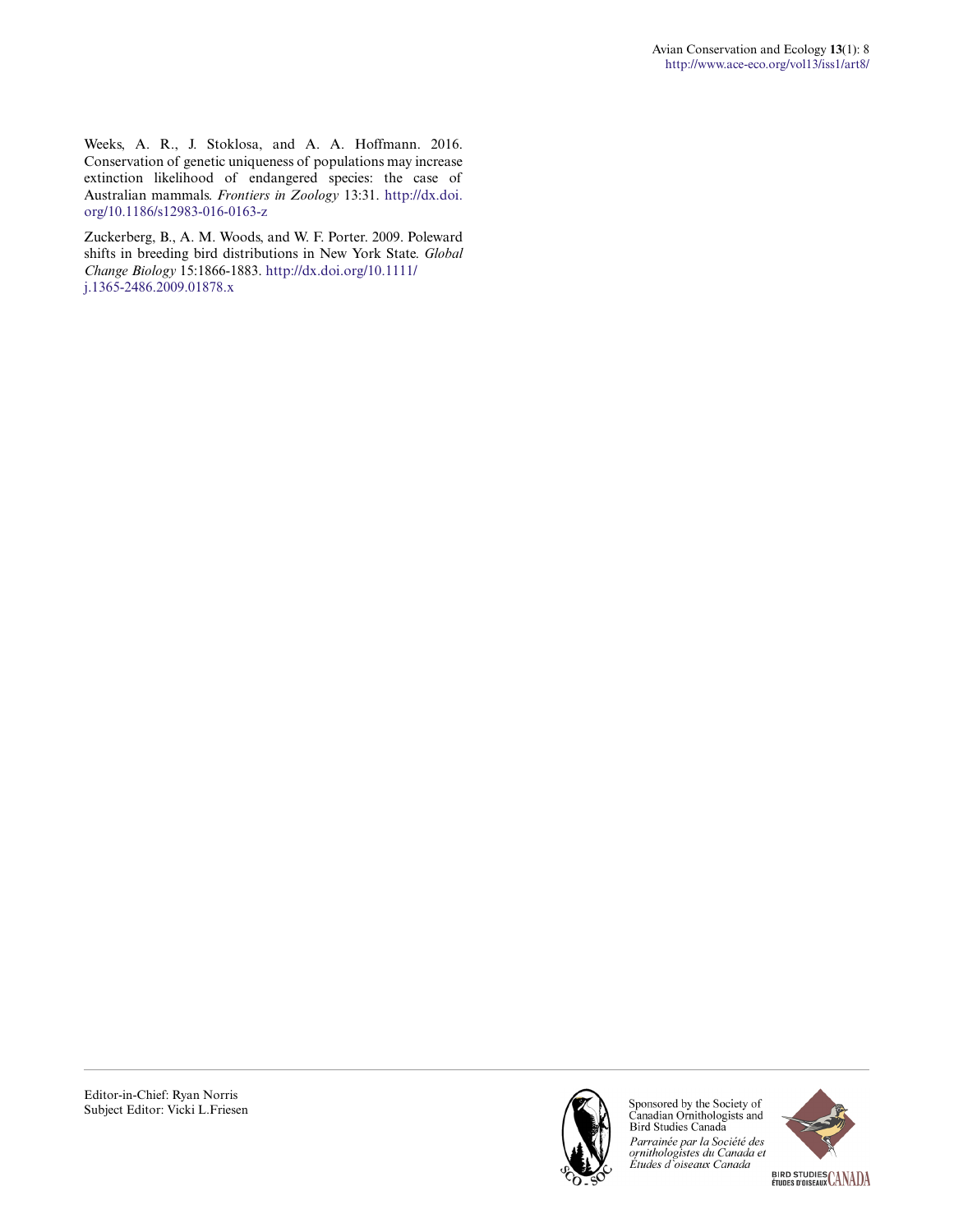Weeks, A. R., J. Stoklosa, and A. A. Hoffmann. 2016. Conservation of genetic uniqueness of populations may increase extinction likelihood of endangered species: the case of Australian mammals. *Frontiers in Zoology* 13:31. http://dx.doi.org/10.1186/s12983-016-0163-z

Zuckerberg, B., A. M. Woods, and W. F. Porter. 2009. Poleward shifts in breeding bird distributions in New York State. *Global Change Biology* 15:1866-1883. http://dx.doi.org/10.1111/j.1365-2486.2009.01878.x

Editor-in-Chief: Ryan Norris
Subject Editor: Vicki L.Friesen

Sponsored by the Society of Canadian Ornithologists and Bird Studies Canada

*Parrainée par la Société des ornithologistes du Canada et Études d'oiseaux Canada*